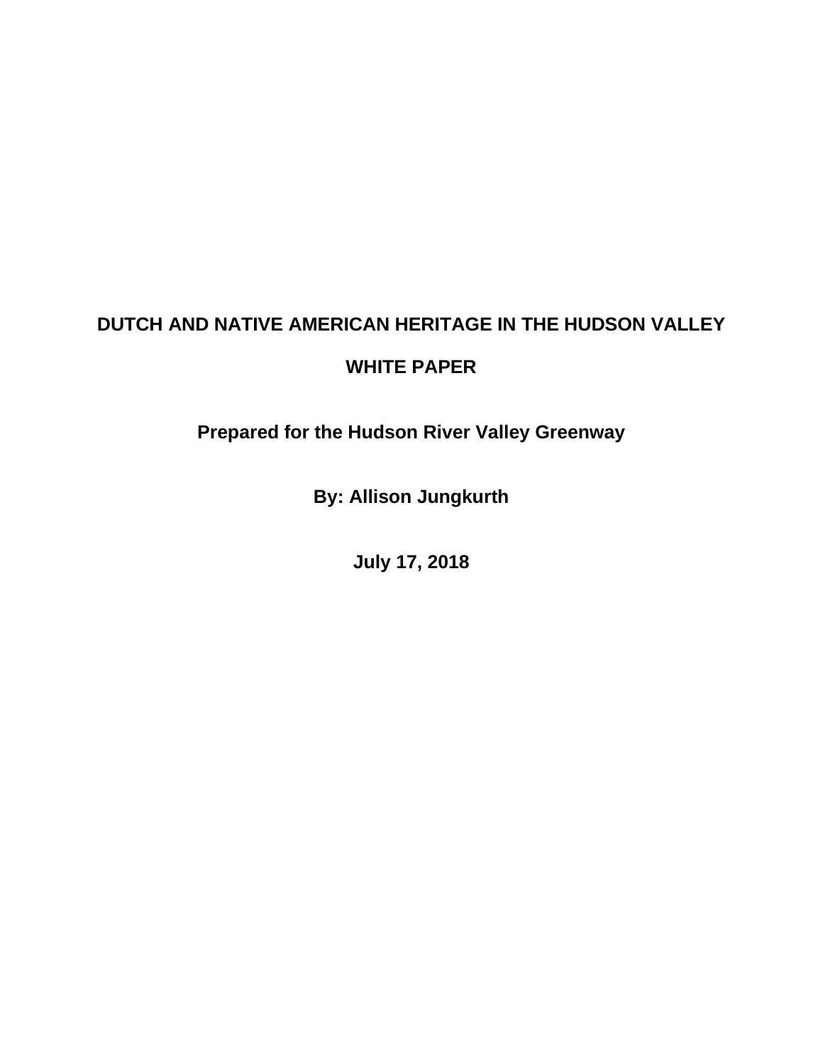# DUTCH AND NATIVE AMERICAN HERITAGE IN THE HUDSON VALLEY

# WHITE PAPER

**Prepared for the Hudson River Valley Greenway**

**By: Allison Jungkurth**

**July 17, 2018**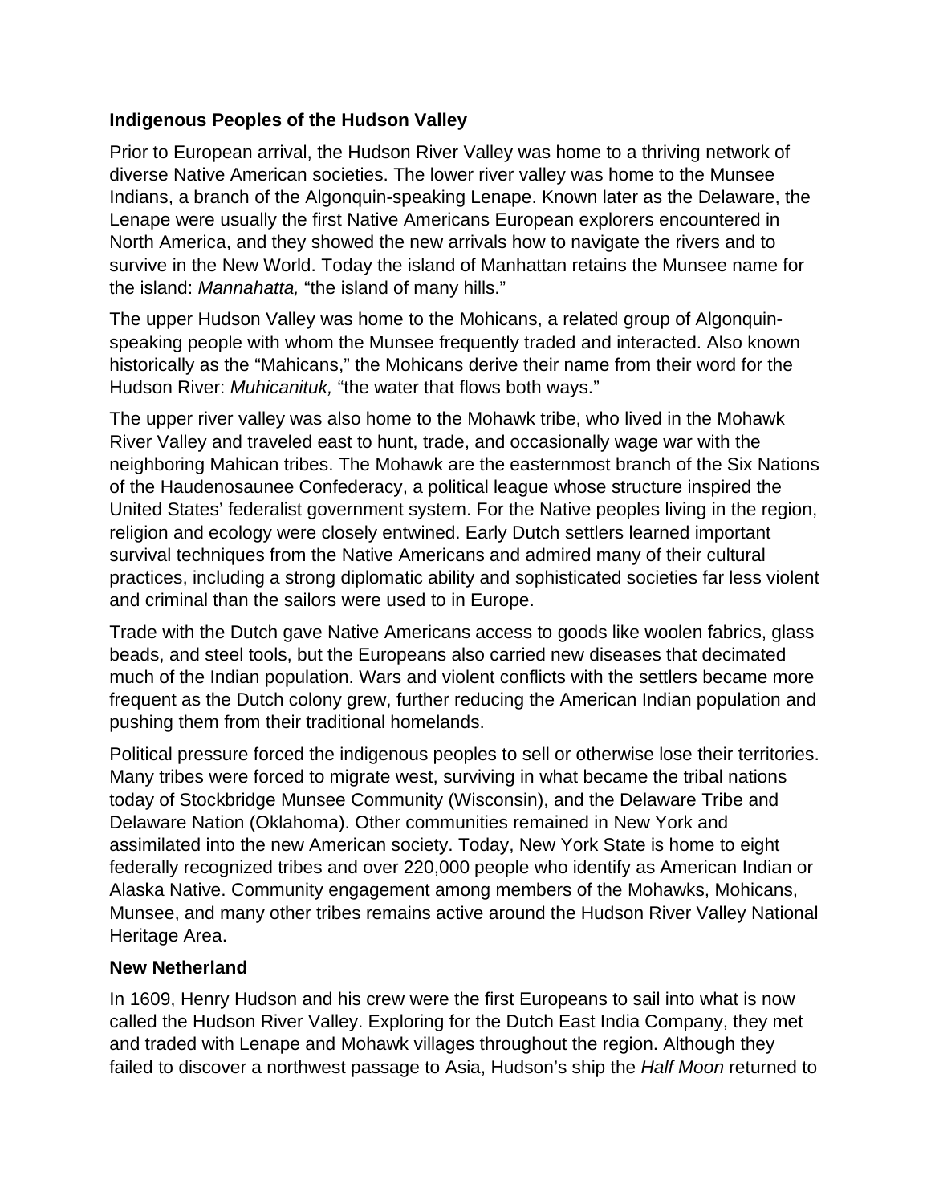**Indigenous Peoples of the Hudson Valley**

Prior to European arrival, the Hudson River Valley was home to a thriving network of diverse Native American societies. The lower river valley was home to the Munsee Indians, a branch of the Algonquin-speaking Lenape. Known later as the Delaware, the Lenape were usually the first Native Americans European explorers encountered in North America, and they showed the new arrivals how to navigate the rivers and to survive in the New World. Today the island of Manhattan retains the Munsee name for the island: *Mannahatta,* "the island of many hills."

The upper Hudson Valley was home to the Mohicans, a related group of Algonquin-speaking people with whom the Munsee frequently traded and interacted. Also known historically as the "Mahicans," the Mohicans derive their name from their word for the Hudson River: *Muhicanituk,* "the water that flows both ways."

The upper river valley was also home to the Mohawk tribe, who lived in the Mohawk River Valley and traveled east to hunt, trade, and occasionally wage war with the neighboring Mahican tribes. The Mohawk are the easternmost branch of the Six Nations of the Haudenosaunee Confederacy, a political league whose structure inspired the United States' federalist government system. For the Native peoples living in the region, religion and ecology were closely entwined. Early Dutch settlers learned important survival techniques from the Native Americans and admired many of their cultural practices, including a strong diplomatic ability and sophisticated societies far less violent and criminal than the sailors were used to in Europe.

Trade with the Dutch gave Native Americans access to goods like woolen fabrics, glass beads, and steel tools, but the Europeans also carried new diseases that decimated much of the Indian population. Wars and violent conflicts with the settlers became more frequent as the Dutch colony grew, further reducing the American Indian population and pushing them from their traditional homelands.

Political pressure forced the indigenous peoples to sell or otherwise lose their territories. Many tribes were forced to migrate west, surviving in what became the tribal nations today of Stockbridge Munsee Community (Wisconsin), and the Delaware Tribe and Delaware Nation (Oklahoma). Other communities remained in New York and assimilated into the new American society. Today, New York State is home to eight federally recognized tribes and over 220,000 people who identify as American Indian or Alaska Native. Community engagement among members of the Mohawks, Mohicans, Munsee, and many other tribes remains active around the Hudson River Valley National Heritage Area.

**New Netherland**

In 1609, Henry Hudson and his crew were the first Europeans to sail into what is now called the Hudson River Valley. Exploring for the Dutch East India Company, they met and traded with Lenape and Mohawk villages throughout the region. Although they failed to discover a northwest passage to Asia, Hudson's ship the *Half Moon* returned to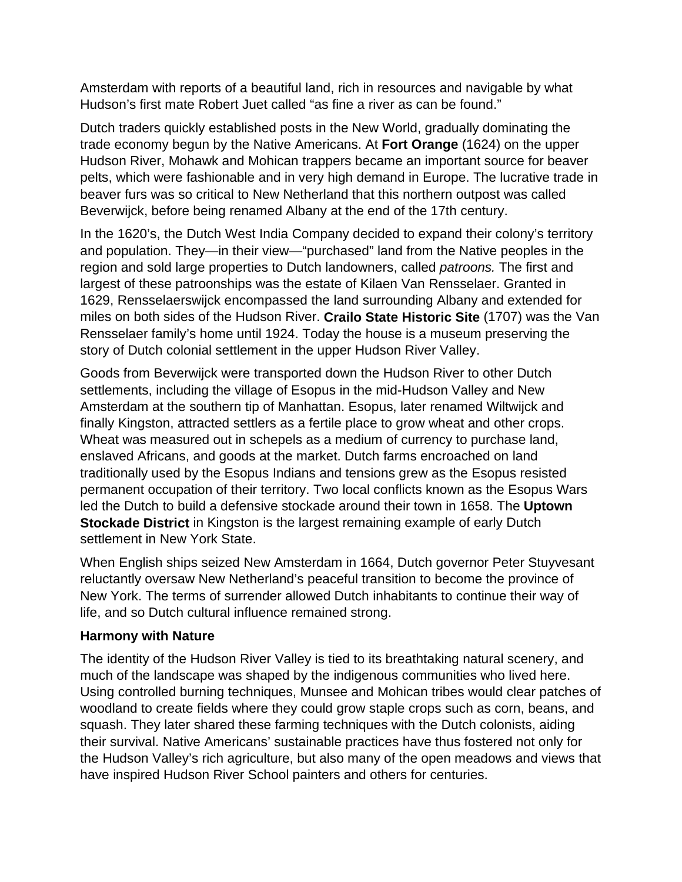Amsterdam with reports of a beautiful land, rich in resources and navigable by what Hudson's first mate Robert Juet called "as fine a river as can be found."

Dutch traders quickly established posts in the New World, gradually dominating the trade economy begun by the Native Americans. At **Fort Orange** (1624) on the upper Hudson River, Mohawk and Mohican trappers became an important source for beaver pelts, which were fashionable and in very high demand in Europe. The lucrative trade in beaver furs was so critical to New Netherland that this northern outpost was called Beverwijck, before being renamed Albany at the end of the 17th century.

In the 1620's, the Dutch West India Company decided to expand their colony's territory and population. They—in their view—"purchased" land from the Native peoples in the region and sold large properties to Dutch landowners, called *patroons.* The first and largest of these patroonships was the estate of Kilaen Van Rensselaer. Granted in 1629, Rensselaerswijck encompassed the land surrounding Albany and extended for miles on both sides of the Hudson River. **Crailo State Historic Site** (1707) was the Van Rensselaer family's home until 1924. Today the house is a museum preserving the story of Dutch colonial settlement in the upper Hudson River Valley.

Goods from Beverwijck were transported down the Hudson River to other Dutch settlements, including the village of Esopus in the mid-Hudson Valley and New Amsterdam at the southern tip of Manhattan. Esopus, later renamed Wiltwijck and finally Kingston, attracted settlers as a fertile place to grow wheat and other crops. Wheat was measured out in schepels as a medium of currency to purchase land, enslaved Africans, and goods at the market. Dutch farms encroached on land traditionally used by the Esopus Indians and tensions grew as the Esopus resisted permanent occupation of their territory. Two local conflicts known as the Esopus Wars led the Dutch to build a defensive stockade around their town in 1658. The **Uptown Stockade District** in Kingston is the largest remaining example of early Dutch settlement in New York State.

When English ships seized New Amsterdam in 1664, Dutch governor Peter Stuyvesant reluctantly oversaw New Netherland's peaceful transition to become the province of New York. The terms of surrender allowed Dutch inhabitants to continue their way of life, and so Dutch cultural influence remained strong.

**Harmony with Nature**

The identity of the Hudson River Valley is tied to its breathtaking natural scenery, and much of the landscape was shaped by the indigenous communities who lived here. Using controlled burning techniques, Munsee and Mohican tribes would clear patches of woodland to create fields where they could grow staple crops such as corn, beans, and squash. They later shared these farming techniques with the Dutch colonists, aiding their survival. Native Americans' sustainable practices have thus fostered not only for the Hudson Valley's rich agriculture, but also many of the open meadows and views that have inspired Hudson River School painters and others for centuries.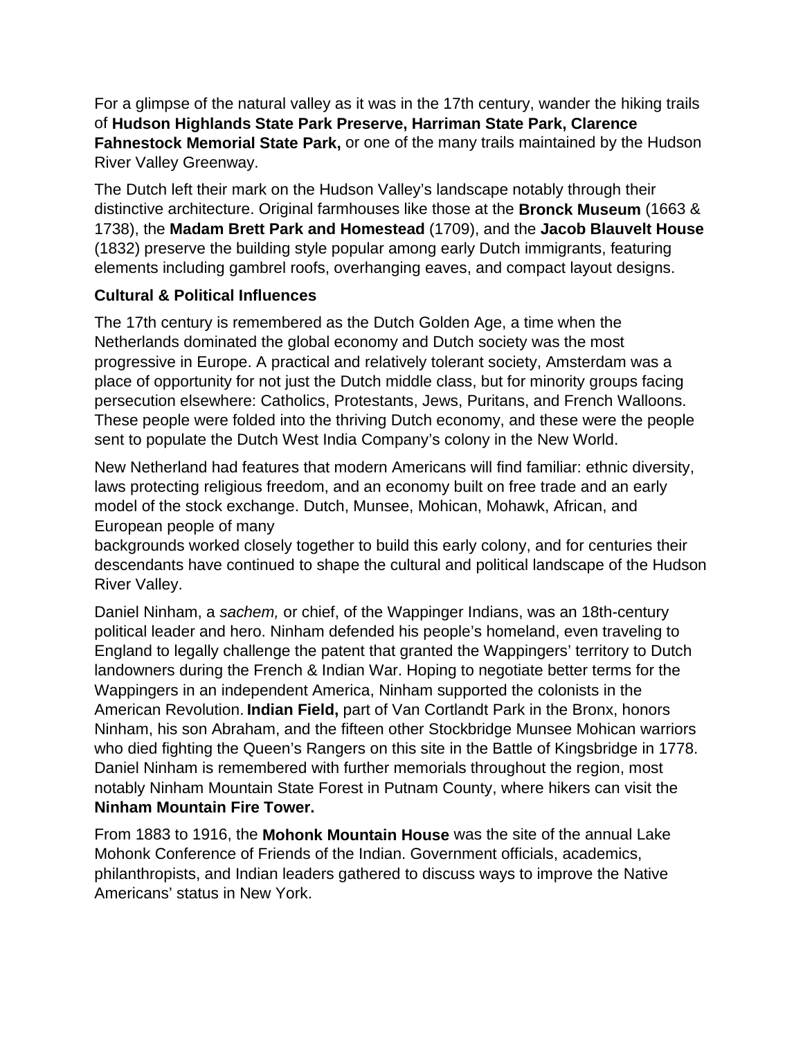For a glimpse of the natural valley as it was in the 17th century, wander the hiking trails of **Hudson Highlands State Park Preserve, Harriman State Park, Clarence Fahnestock Memorial State Park,** or one of the many trails maintained by the Hudson River Valley Greenway.

The Dutch left their mark on the Hudson Valley's landscape notably through their distinctive architecture. Original farmhouses like those at the **Bronck Museum** (1663 & 1738), the **Madam Brett Park and Homestead** (1709), and the **Jacob Blauvelt House** (1832) preserve the building style popular among early Dutch immigrants, featuring elements including gambrel roofs, overhanging eaves, and compact layout designs.

**Cultural & Political Influences**

The 17th century is remembered as the Dutch Golden Age, a time when the Netherlands dominated the global economy and Dutch society was the most progressive in Europe. A practical and relatively tolerant society, Amsterdam was a place of opportunity for not just the Dutch middle class, but for minority groups facing persecution elsewhere: Catholics, Protestants, Jews, Puritans, and French Walloons. These people were folded into the thriving Dutch economy, and these were the people sent to populate the Dutch West India Company's colony in the New World.

New Netherland had features that modern Americans will find familiar: ethnic diversity, laws protecting religious freedom, and an economy built on free trade and an early model of the stock exchange. Dutch, Munsee, Mohican, Mohawk, African, and European people of many backgrounds worked closely together to build this early colony, and for centuries their descendants have continued to shape the cultural and political landscape of the Hudson River Valley.

Daniel Ninham, a *sachem,* or chief, of the Wappinger Indians, was an 18th-century political leader and hero. Ninham defended his people's homeland, even traveling to England to legally challenge the patent that granted the Wappingers' territory to Dutch landowners during the French & Indian War. Hoping to negotiate better terms for the Wappingers in an independent America, Ninham supported the colonists in the American Revolution. **Indian Field,** part of Van Cortlandt Park in the Bronx, honors Ninham, his son Abraham, and the fifteen other Stockbridge Munsee Mohican warriors who died fighting the Queen's Rangers on this site in the Battle of Kingsbridge in 1778. Daniel Ninham is remembered with further memorials throughout the region, most notably Ninham Mountain State Forest in Putnam County, where hikers can visit the **Ninham Mountain Fire Tower.**

From 1883 to 1916, the **Mohonk Mountain House** was the site of the annual Lake Mohonk Conference of Friends of the Indian. Government officials, academics, philanthropists, and Indian leaders gathered to discuss ways to improve the Native Americans' status in New York.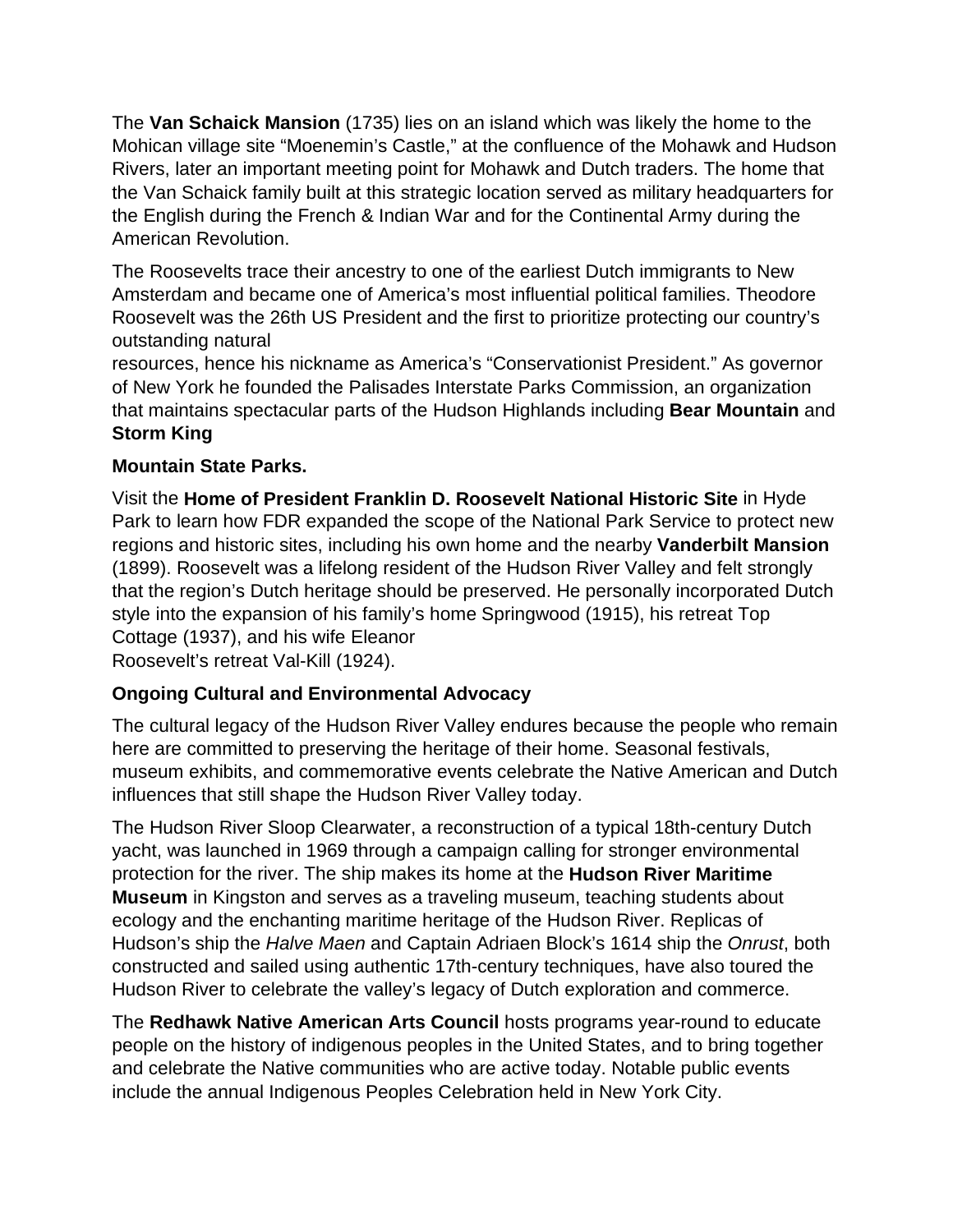The **Van Schaick Mansion** (1735) lies on an island which was likely the home to the Mohican village site "Moenemin's Castle," at the confluence of the Mohawk and Hudson Rivers, later an important meeting point for Mohawk and Dutch traders. The home that the Van Schaick family built at this strategic location served as military headquarters for the English during the French & Indian War and for the Continental Army during the American Revolution.

The Roosevelts trace their ancestry to one of the earliest Dutch immigrants to New Amsterdam and became one of America's most influential political families. Theodore Roosevelt was the 26th US President and the first to prioritize protecting our country's outstanding natural resources, hence his nickname as America's "Conservationist President." As governor of New York he founded the Palisades Interstate Parks Commission, an organization that maintains spectacular parts of the Hudson Highlands including **Bear Mountain** and **Storm King Mountain State Parks.**

Visit the **Home of President Franklin D. Roosevelt National Historic Site** in Hyde Park to learn how FDR expanded the scope of the National Park Service to protect new regions and historic sites, including his own home and the nearby **Vanderbilt Mansion** (1899). Roosevelt was a lifelong resident of the Hudson River Valley and felt strongly that the region's Dutch heritage should be preserved. He personally incorporated Dutch style into the expansion of his family's home Springwood (1915), his retreat Top Cottage (1937), and his wife Eleanor Roosevelt's retreat Val-Kill (1924).

### Ongoing Cultural and Environmental Advocacy

The cultural legacy of the Hudson River Valley endures because the people who remain here are committed to preserving the heritage of their home. Seasonal festivals, museum exhibits, and commemorative events celebrate the Native American and Dutch influences that still shape the Hudson River Valley today.

The Hudson River Sloop Clearwater, a reconstruction of a typical 18th-century Dutch yacht, was launched in 1969 through a campaign calling for stronger environmental protection for the river. The ship makes its home at the **Hudson River Maritime Museum** in Kingston and serves as a traveling museum, teaching students about ecology and the enchanting maritime heritage of the Hudson River. Replicas of Hudson's ship the *Halve Maen* and Captain Adriaen Block's 1614 ship the *Onrust*, both constructed and sailed using authentic 17th-century techniques, have also toured the Hudson River to celebrate the valley's legacy of Dutch exploration and commerce.

The **Redhawk Native American Arts Council** hosts programs year-round to educate people on the history of indigenous peoples in the United States, and to bring together and celebrate the Native communities who are active today. Notable public events include the annual Indigenous Peoples Celebration held in New York City.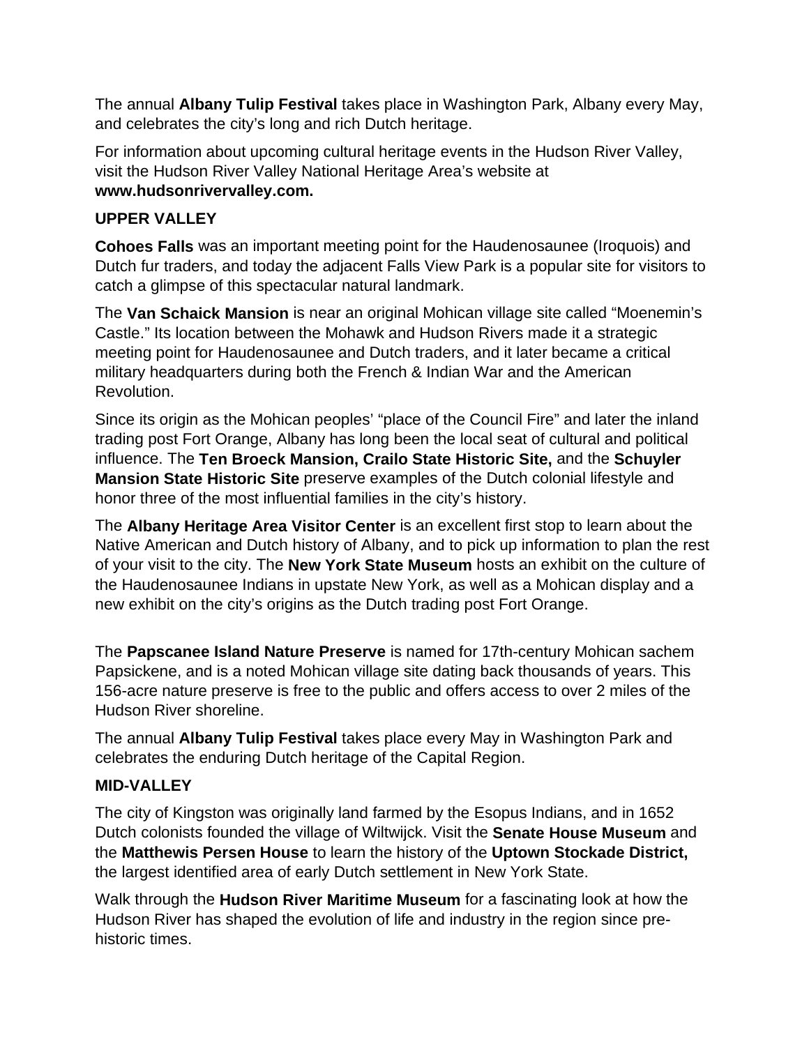The annual **Albany Tulip Festival** takes place in Washington Park, Albany every May, and celebrates the city's long and rich Dutch heritage.

For information about upcoming cultural heritage events in the Hudson River Valley, visit the Hudson River Valley National Heritage Area's website at **www.hudsonrivervalley.com.**

**UPPER VALLEY**

**Cohoes Falls** was an important meeting point for the Haudenosaunee (Iroquois) and Dutch fur traders, and today the adjacent Falls View Park is a popular site for visitors to catch a glimpse of this spectacular natural landmark.

The **Van Schaick Mansion** is near an original Mohican village site called "Moenemin's Castle." Its location between the Mohawk and Hudson Rivers made it a strategic meeting point for Haudenosaunee and Dutch traders, and it later became a critical military headquarters during both the French & Indian War and the American Revolution.

Since its origin as the Mohican peoples' "place of the Council Fire" and later the inland trading post Fort Orange, Albany has long been the local seat of cultural and political influence. The **Ten Broeck Mansion, Crailo State Historic Site,** and the **Schuyler Mansion State Historic Site** preserve examples of the Dutch colonial lifestyle and honor three of the most influential families in the city's history.

The **Albany Heritage Area Visitor Center** is an excellent first stop to learn about the Native American and Dutch history of Albany, and to pick up information to plan the rest of your visit to the city. The **New York State Museum** hosts an exhibit on the culture of the Haudenosaunee Indians in upstate New York, as well as a Mohican display and a new exhibit on the city's origins as the Dutch trading post Fort Orange.

The **Papscanee Island Nature Preserve** is named for 17th-century Mohican sachem Papsickene, and is a noted Mohican village site dating back thousands of years. This 156-acre nature preserve is free to the public and offers access to over 2 miles of the Hudson River shoreline.

The annual **Albany Tulip Festival** takes place every May in Washington Park and celebrates the enduring Dutch heritage of the Capital Region.

**MID-VALLEY**

The city of Kingston was originally land farmed by the Esopus Indians, and in 1652 Dutch colonists founded the village of Wiltwijck. Visit the **Senate House Museum** and the **Matthewis Persen House** to learn the history of the **Uptown Stockade District,** the largest identified area of early Dutch settlement in New York State.

Walk through the **Hudson River Maritime Museum** for a fascinating look at how the Hudson River has shaped the evolution of life and industry in the region since pre-historic times.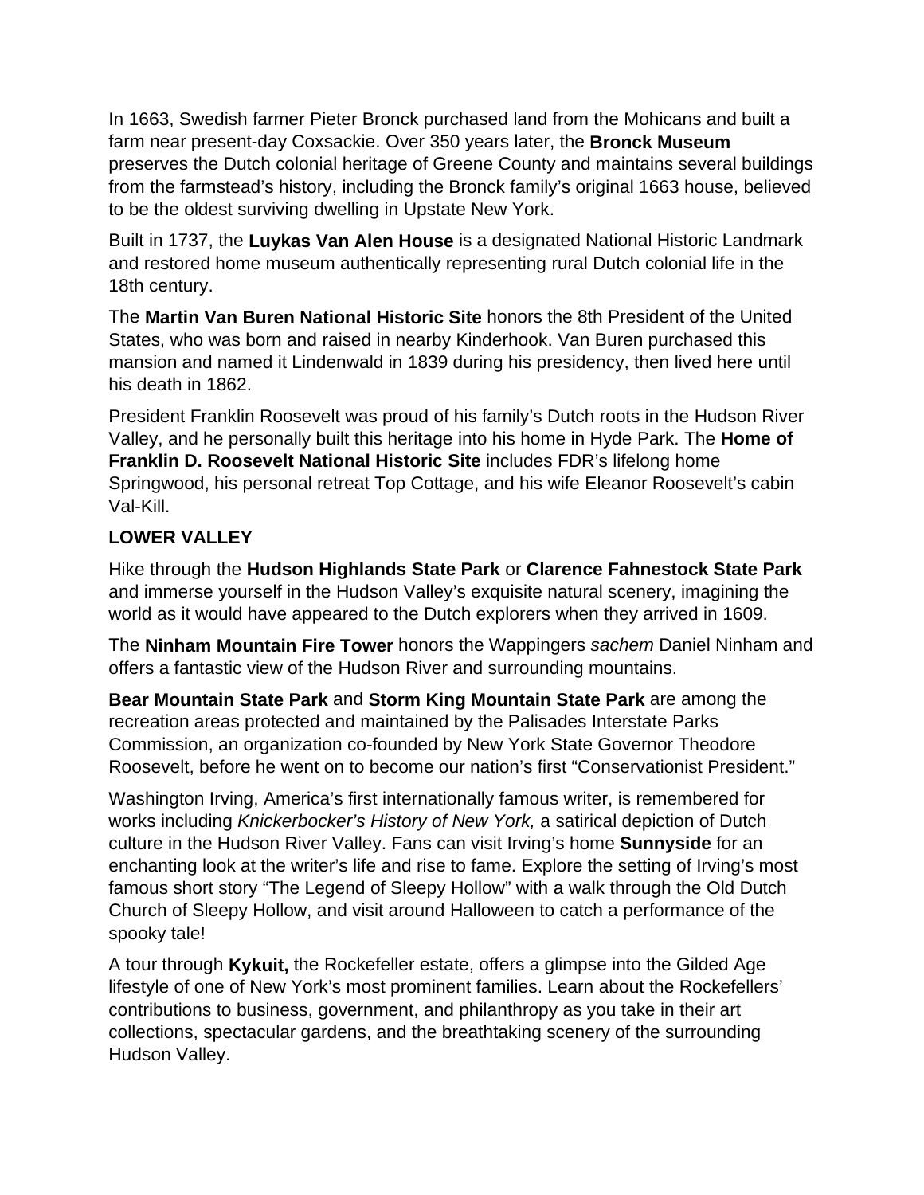In 1663, Swedish farmer Pieter Bronck purchased land from the Mohicans and built a farm near present-day Coxsackie. Over 350 years later, the **Bronck Museum** preserves the Dutch colonial heritage of Greene County and maintains several buildings from the farmstead's history, including the Bronck family's original 1663 house, believed to be the oldest surviving dwelling in Upstate New York.

Built in 1737, the **Luykas Van Alen House** is a designated National Historic Landmark and restored home museum authentically representing rural Dutch colonial life in the 18th century.

The **Martin Van Buren National Historic Site** honors the 8th President of the United States, who was born and raised in nearby Kinderhook. Van Buren purchased this mansion and named it Lindenwald in 1839 during his presidency, then lived here until his death in 1862.

President Franklin Roosevelt was proud of his family's Dutch roots in the Hudson River Valley, and he personally built this heritage into his home in Hyde Park. The **Home of Franklin D. Roosevelt National Historic Site** includes FDR's lifelong home Springwood, his personal retreat Top Cottage, and his wife Eleanor Roosevelt's cabin Val-Kill.

**LOWER VALLEY**

Hike through the **Hudson Highlands State Park** or **Clarence Fahnestock State Park** and immerse yourself in the Hudson Valley's exquisite natural scenery, imagining the world as it would have appeared to the Dutch explorers when they arrived in 1609.

The **Ninham Mountain Fire Tower** honors the Wappingers *sachem* Daniel Ninham and offers a fantastic view of the Hudson River and surrounding mountains.

**Bear Mountain State Park** and **Storm King Mountain State Park** are among the recreation areas protected and maintained by the Palisades Interstate Parks Commission, an organization co-founded by New York State Governor Theodore Roosevelt, before he went on to become our nation's first "Conservationist President."

Washington Irving, America's first internationally famous writer, is remembered for works including *Knickerbocker's History of New York,* a satirical depiction of Dutch culture in the Hudson River Valley. Fans can visit Irving's home **Sunnyside** for an enchanting look at the writer's life and rise to fame. Explore the setting of Irving's most famous short story "The Legend of Sleepy Hollow" with a walk through the Old Dutch Church of Sleepy Hollow, and visit around Halloween to catch a performance of the spooky tale!

A tour through **Kykuit,** the Rockefeller estate, offers a glimpse into the Gilded Age lifestyle of one of New York's most prominent families. Learn about the Rockefellers' contributions to business, government, and philanthropy as you take in their art collections, spectacular gardens, and the breathtaking scenery of the surrounding Hudson Valley.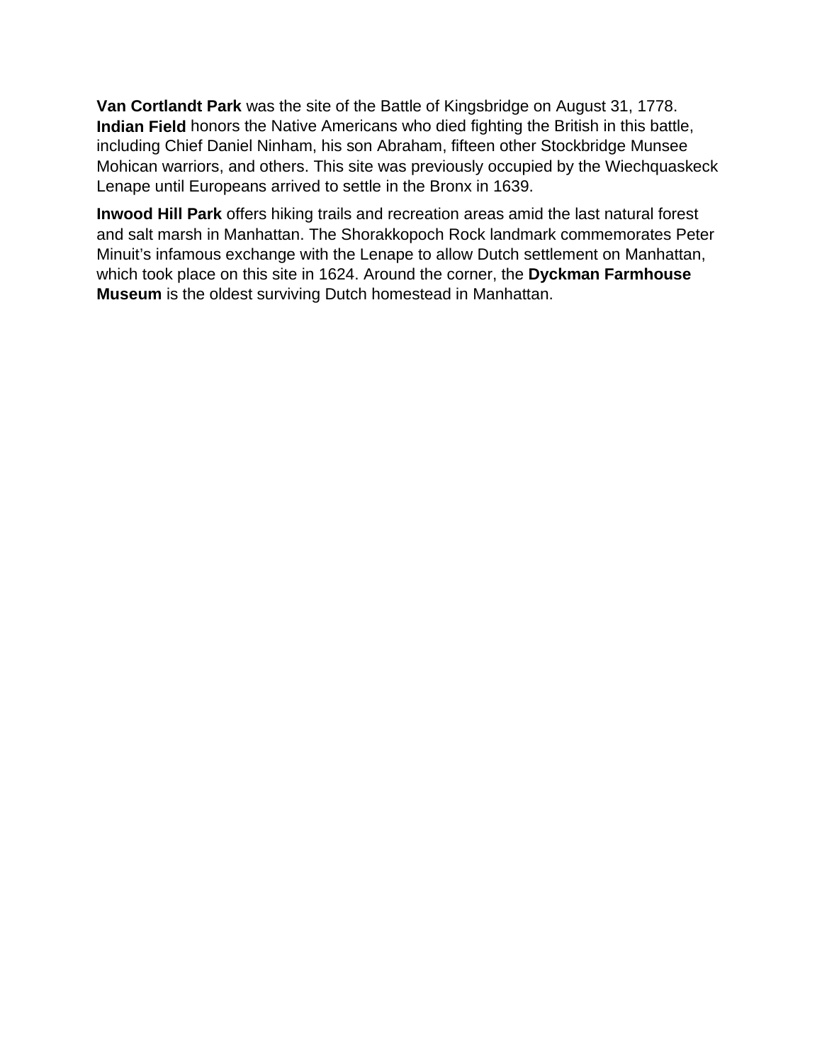**Van Cortlandt Park** was the site of the Battle of Kingsbridge on August 31, 1778. **Indian Field** honors the Native Americans who died fighting the British in this battle, including Chief Daniel Ninham, his son Abraham, fifteen other Stockbridge Munsee Mohican warriors, and others. This site was previously occupied by the Wiechquaskeck Lenape until Europeans arrived to settle in the Bronx in 1639.

**Inwood Hill Park** offers hiking trails and recreation areas amid the last natural forest and salt marsh in Manhattan. The Shorakkopoch Rock landmark commemorates Peter Minuit's infamous exchange with the Lenape to allow Dutch settlement on Manhattan, which took place on this site in 1624. Around the corner, the **Dyckman Farmhouse Museum** is the oldest surviving Dutch homestead in Manhattan.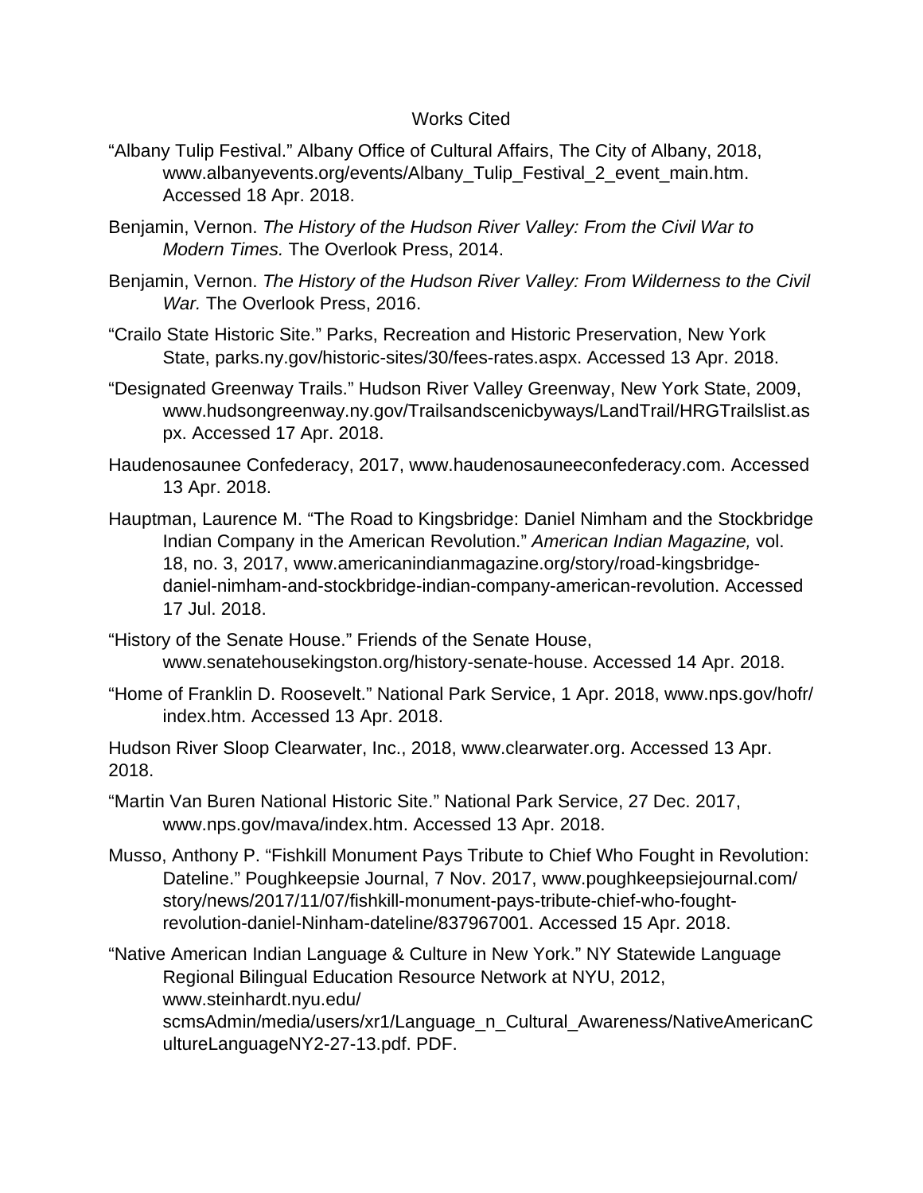# Works Cited

"Albany Tulip Festival." Albany Office of Cultural Affairs, The City of Albany, 2018, www.albanyevents.org/events/Albany_Tulip_Festival_2_event_main.htm. Accessed 18 Apr. 2018.

Benjamin, Vernon. *The History of the Hudson River Valley: From the Civil War to Modern Times.* The Overlook Press, 2014.

Benjamin, Vernon. *The History of the Hudson River Valley: From Wilderness to the Civil War.* The Overlook Press, 2016.

"Crailo State Historic Site." Parks, Recreation and Historic Preservation, New York State, parks.ny.gov/historic-sites/30/fees-rates.aspx. Accessed 13 Apr. 2018.

"Designated Greenway Trails." Hudson River Valley Greenway, New York State, 2009, www.hudsongreenway.ny.gov/Trailsandscenicbyways/LandTrail/HRGTrailslist.aspx. Accessed 17 Apr. 2018.

Haudenosaunee Confederacy, 2017, www.haudenosauneeconfederacy.com. Accessed 13 Apr. 2018.

Hauptman, Laurence M. "The Road to Kingsbridge: Daniel Nimham and the Stockbridge Indian Company in the American Revolution." *American Indian Magazine,* vol. 18, no. 3, 2017, www.americanindianmagazine.org/story/road-kingsbridge-daniel-nimham-and-stockbridge-indian-company-american-revolution. Accessed 17 Jul. 2018.

"History of the Senate House." Friends of the Senate House, www.senatehousekingston.org/history-senate-house. Accessed 14 Apr. 2018.

"Home of Franklin D. Roosevelt." National Park Service, 1 Apr. 2018, www.nps.gov/hofr/index.htm. Accessed 13 Apr. 2018.

Hudson River Sloop Clearwater, Inc., 2018, www.clearwater.org. Accessed 13 Apr. 2018.

"Martin Van Buren National Historic Site." National Park Service, 27 Dec. 2017, www.nps.gov/mava/index.htm. Accessed 13 Apr. 2018.

Musso, Anthony P. "Fishkill Monument Pays Tribute to Chief Who Fought in Revolution: Dateline." Poughkeepsie Journal, 7 Nov. 2017, www.poughkeepsiejournal.com/story/news/2017/11/07/fishkill-monument-pays-tribute-chief-who-fought-revolution-daniel-Ninham-dateline/837967001. Accessed 15 Apr. 2018.

"Native American Indian Language & Culture in New York." NY Statewide Language Regional Bilingual Education Resource Network at NYU, 2012, www.steinhardt.nyu.edu/scmsAdmin/media/users/xr1/Language_n_Cultural_Awareness/NativeAmericanCultureLanguageNY2-27-13.pdf. PDF.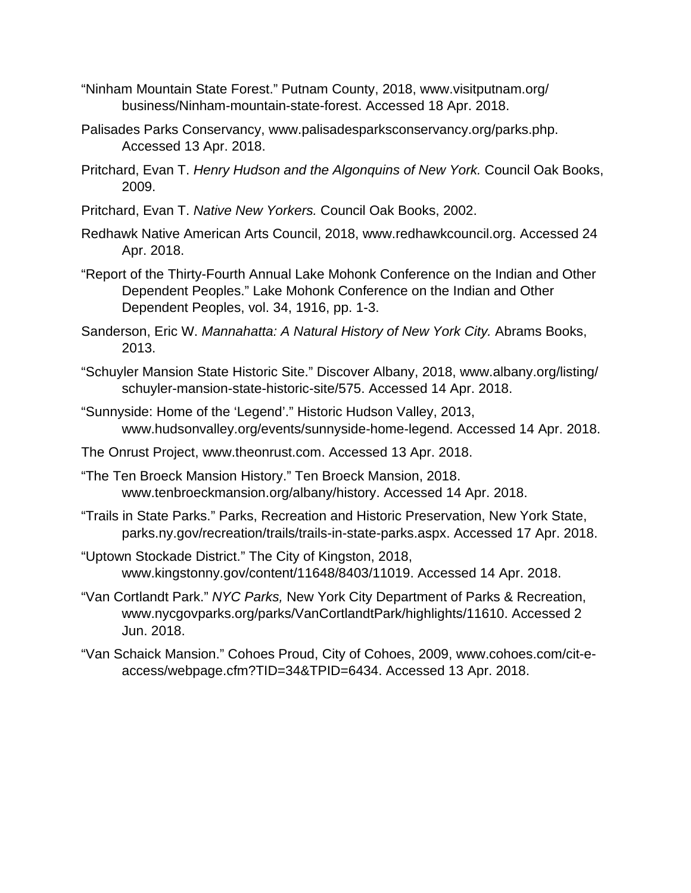"Ninham Mountain State Forest." Putnam County, 2018, www.visitputnam.org/business/Ninham-mountain-state-forest. Accessed 18 Apr. 2018.

Palisades Parks Conservancy, www.palisadesparksconservancy.org/parks.php. Accessed 13 Apr. 2018.

Pritchard, Evan T. *Henry Hudson and the Algonquins of New York.* Council Oak Books, 2009.

Pritchard, Evan T. *Native New Yorkers.* Council Oak Books, 2002.

Redhawk Native American Arts Council, 2018, www.redhawkcouncil.org. Accessed 24 Apr. 2018.

"Report of the Thirty-Fourth Annual Lake Mohonk Conference on the Indian and Other Dependent Peoples." Lake Mohonk Conference on the Indian and Other Dependent Peoples, vol. 34, 1916, pp. 1-3.

Sanderson, Eric W. *Mannahatta: A Natural History of New York City.* Abrams Books, 2013.

"Schuyler Mansion State Historic Site." Discover Albany, 2018, www.albany.org/listing/schuyler-mansion-state-historic-site/575. Accessed 14 Apr. 2018.

"Sunnyside: Home of the 'Legend'." Historic Hudson Valley, 2013, www.hudsonvalley.org/events/sunnyside-home-legend. Accessed 14 Apr. 2018.

The Onrust Project, www.theonrust.com. Accessed 13 Apr. 2018.

"The Ten Broeck Mansion History." Ten Broeck Mansion, 2018. www.tenbroeckmansion.org/albany/history. Accessed 14 Apr. 2018.

"Trails in State Parks." Parks, Recreation and Historic Preservation, New York State, parks.ny.gov/recreation/trails/trails-in-state-parks.aspx. Accessed 17 Apr. 2018.

"Uptown Stockade District." The City of Kingston, 2018, www.kingstonny.gov/content/11648/8403/11019. Accessed 14 Apr. 2018.

"Van Cortlandt Park." *NYC Parks,* New York City Department of Parks & Recreation, www.nycgovparks.org/parks/VanCortlandtPark/highlights/11610. Accessed 2 Jun. 2018.

"Van Schaick Mansion." Cohoes Proud, City of Cohoes, 2009, www.cohoes.com/cit-e-access/webpage.cfm?TID=34&TPID=6434. Accessed 13 Apr. 2018.